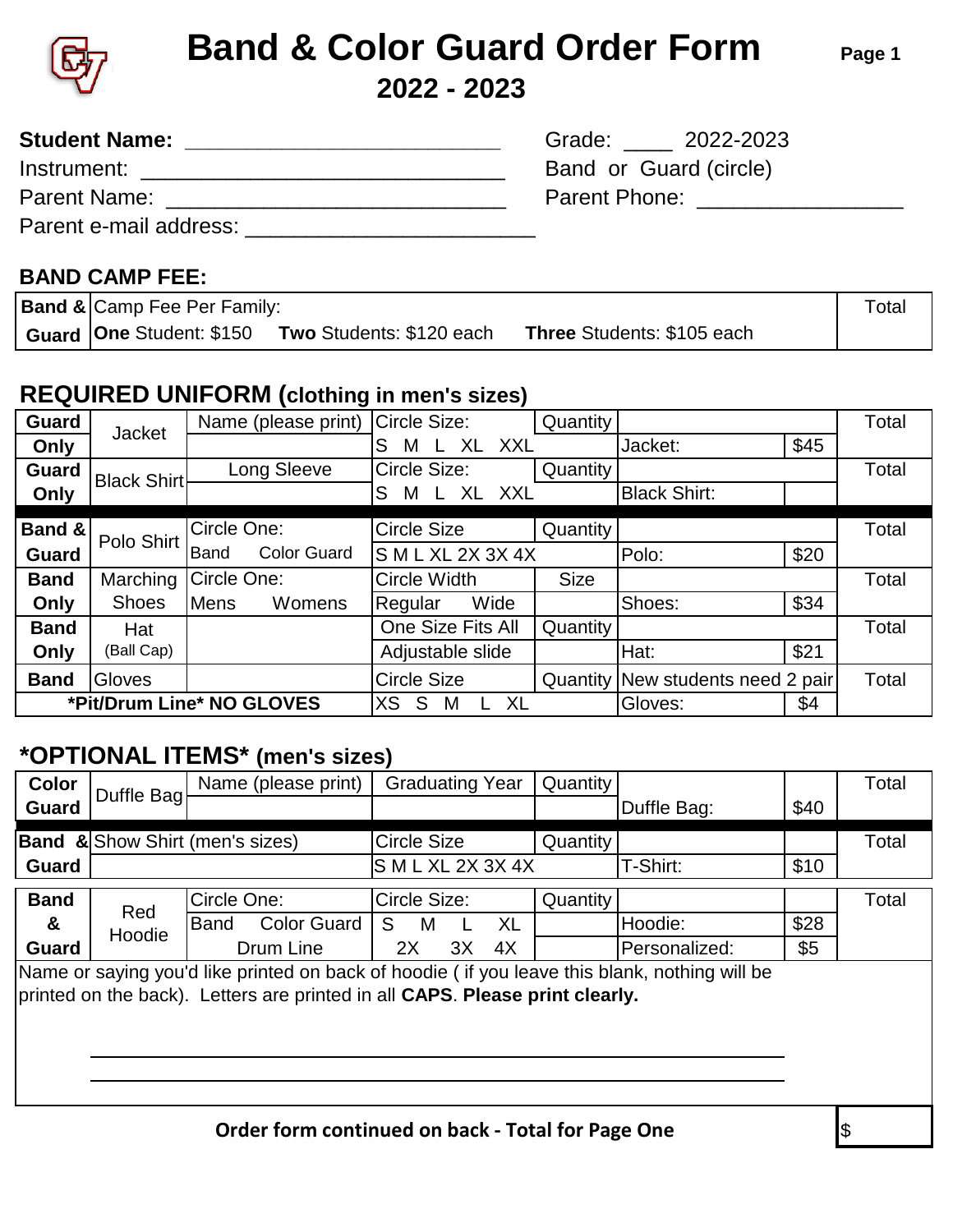# Band & Color Guard Order Form

**Page 1**

## 2022 - 2023

**Student Name:** ___________________________ Grade: ____ 2022-2023

Instrument: ________________________________ Band or Guard (circle)

Parent Name: ______________________________ Parent Phone: _________________

Parent e-mail address: _________________________

### BAND CAMP FEE:

| Band & Guard | Camp Fee Per Family:<br>**One** Student: $150 **Two** Students: $120 each **Three** Students: $105 each | Total |
|---|---|---|

### REQUIRED UNIFORM (clothing in men's sizes)

| | | | | | | | |
|---|---|---|---|---|---|---|---|
| **Guard Only** | Jacket | Name (please print) | Circle Size:<br>S M L XL XXL | Quantity | Jacket: | $45 | Total |
| **Guard Only** | Black Shirt | Long Sleeve | Circle Size:<br>S M L XL XXL | Quantity | Black Shirt: | | Total |
| **Band & Guard** | Polo Shirt | Circle One:<br>Band Color Guard | Circle Size<br>S M L XL 2X 3X 4X | Quantity | Polo: | $20 | Total |
| **Band Only** | Marching Shoes | Circle One:<br>Mens Womens | Circle Width<br>Regular Wide | Size | Shoes: | $34 | Total |
| **Band Only** | Hat (Ball Cap) | | One Size Fits All<br>Adjustable slide | Quantity | Hat: | $21 | Total |
| **Band** | Gloves | | Circle Size<br>XS S M L XL | Quantity | New students need 2 pair<br>Gloves: | $4 | Total |
| ***Pit/Drum Line* NO GLOVES** | | | | | | | |

### *OPTIONAL ITEMS* (men's sizes)

| | | | | | | | |
|---|---|---|---|---|---|---|---|
| **Color Guard** | Duffle Bag | Name (please print) | Graduating Year | Quantity | Duffle Bag: | $40 | Total |
| **Band & Guard** | Show Shirt (men's sizes) | | Circle Size<br>S M L XL 2X 3X 4X | Quantity | T-Shirt: | $10 | Total |
| **Band & Guard** | Red Hoodie | Circle One:<br>Band Color Guard<br>Drum Line | Circle Size:<br>S M L XL<br>2X 3X 4X | Quantity | Hoodie:<br>Personalized: | $28<br>$5 | Total |

Name or saying you'd like printed on back of hoodie ( if you leave this blank, nothing will be printed on the back). Letters are printed in all **CAPS**. **Please print clearly.**

______________________________________________________________

______________________________________________________________

**Order form continued on back - Total for Page One** $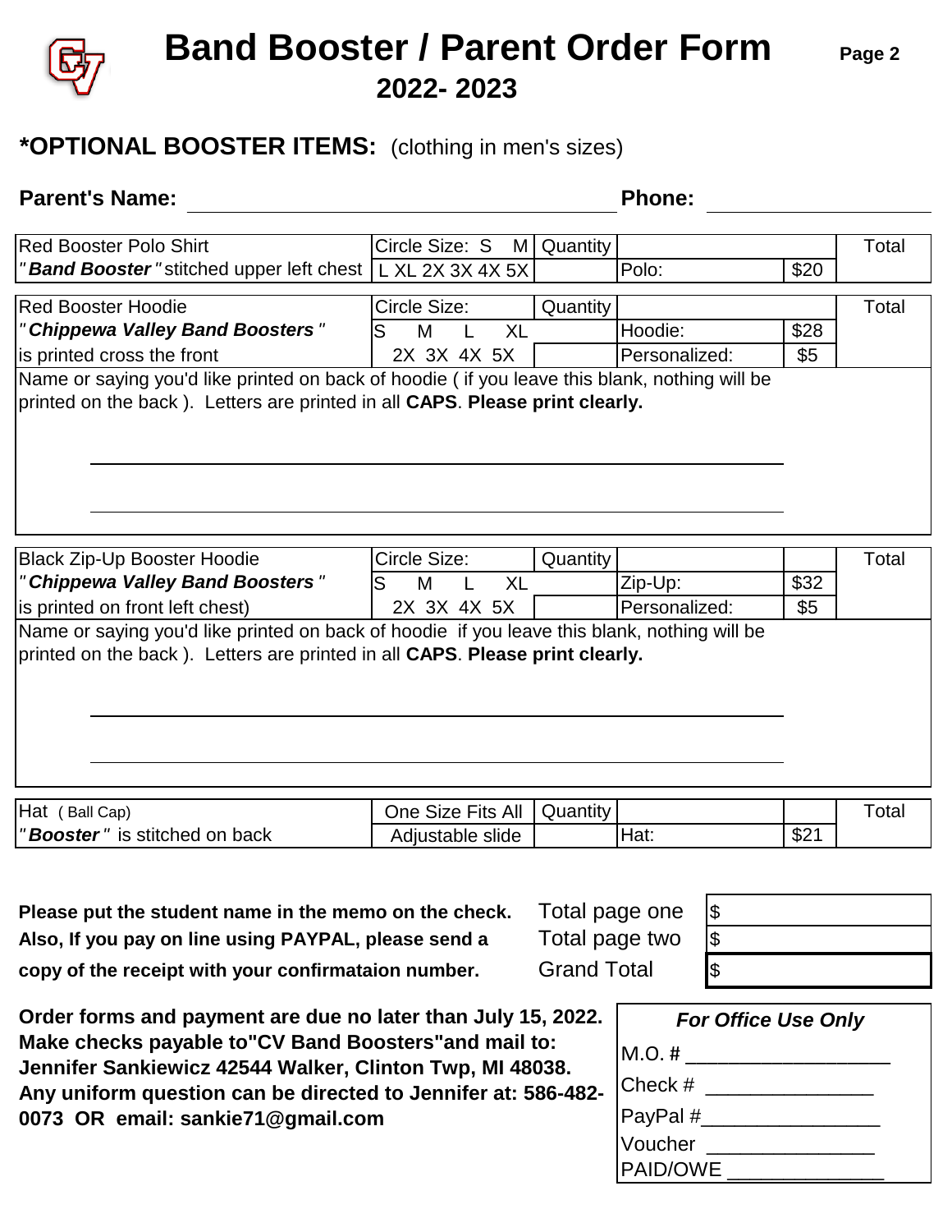# Band Booster / Parent Order Form

**Page 2**

## 2022- 2023

## *OPTIONAL BOOSTER ITEMS: (clothing in men's sizes)

**Parent's Name:** ______________________________ **Phone:** ____________________

| | | | | | |
|---|---|---|---|---|---|
| Red Booster Polo Shirt | Circle Size: S M | Quantity | | | Total |
| "***Band Booster***" stitched upper left chest | L XL 2X 3X 4X 5X | | Polo: | $20 | |

| | | | | | |
|---|---|---|---|---|---|
| Red Booster Hoodie | Circle Size: | Quantity | | | Total |
| "***Chippewa Valley Band Boosters***" | S M L XL | | Hoodie: | $28 | |
| is printed cross the front | 2X 3X 4X 5X | | Personalized: | $5 | |

Name or saying you'd like printed on back of hoodie ( if you leave this blank, nothing will be printed on the back ). Letters are printed in all **CAPS**. **Please print clearly.**

______________________________________________________________

______________________________________________________________

| | | | | | |
|---|---|---|---|---|---|
| Black Zip-Up Booster Hoodie | Circle Size: | Quantity | | | Total |
| "***Chippewa Valley Band Boosters***" | S M L XL | | Zip-Up: | $32 | |
| is printed on front left chest) | 2X 3X 4X 5X | | Personalized: | $5 | |

Name or saying you'd like printed on back of hoodie if you leave this blank, nothing will be printed on the back ). Letters are printed in all **CAPS**. **Please print clearly.**

______________________________________________________________

______________________________________________________________

| | | | | | |
|---|---|---|---|---|---|
| Hat ( Ball Cap) | One Size Fits All | Quantity | | | Total |
| "***Booster***" is stitched on back | Adjustable slide | | Hat: | $21 | |

**Please put the student name in the memo on the check. Also, If you pay on line using PAYPAL, please send a copy of the receipt with your confirmataion number.**

| | |
|---|---|
| Total page one | $ |
| Total page two | $ |
| Grand Total | $ |

**Order forms and payment are due no later than July 15, 2022. Make checks payable to"CV Band Boosters"and mail to: Jennifer Sankiewicz 42544 Walker, Clinton Twp, MI 48038. Any uniform question can be directed to Jennifer at: 586-482-0073 OR email: sankie71@gmail.com**

***For Office Use Only***

M.O. # __________________

Check # _______________

PayPal #________________

Voucher _______________

PAID/OWE ______________